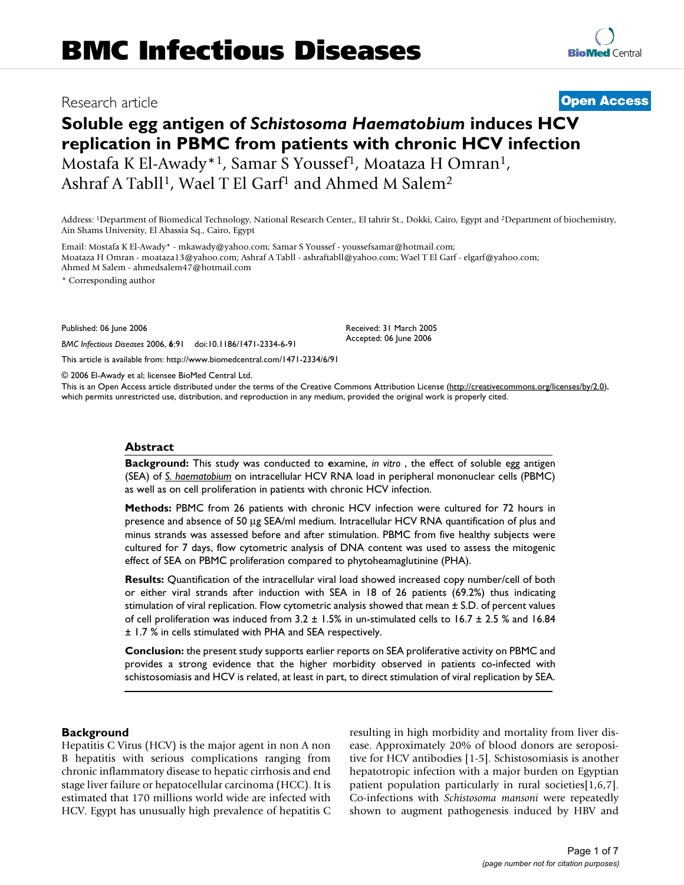# BMC Infectious Diseases

Research article **Open Access**

# Soluble egg antigen of *Schistosoma Haematobium* induces HCV replication in PBMC from patients with chronic HCV infection

Mostafa K El-Awady*[1], Samar S Youssef[1], Moataza H Omran[1], Ashraf A Tabll[1], Wael T El Garf[1] and Ahmed M Salem[2]

Address: [1]Department of Biomedical Technology, National Research Center,, El tahrir St., Dokki, Cairo, Egypt and [2]Department of biochemistry, Ain Shams University, El Abassia Sq., Cairo, Egypt

Email: Mostafa K El-Awady* - mkawady@yahoo.com; Samar S Youssef - youssefsamar@hotmail.com; Moataza H Omran - moataza13@yahoo.com; Ashraf A Tabll - ashraftabll@yahoo.com; Wael T El Garf - elgarf@yahoo.com; Ahmed M Salem - ahmedsalem47@hotmail.com

\* Corresponding author

Published: 06 June 2006

*BMC Infectious Diseases* 2006, **6**:91 doi:10.1186/1471-2334-6-91

Received: 31 March 2005
Accepted: 06 June 2006

This article is available from: http://www.biomedcentral.com/1471-2334/6/91

© 2006 El-Awady et al; licensee BioMed Central Ltd.

This is an Open Access article distributed under the terms of the Creative Commons Attribution License (http://creativecommons.org/licenses/by/2.0), which permits unrestricted use, distribution, and reproduction in any medium, provided the original work is properly cited.

## Abstract

**Background:** This study was conducted to **e**xamine, *in vitro* , the effect of soluble egg antigen (SEA) of *S. haematobium* on intracellular HCV RNA load in peripheral mononuclear cells (PBMC) as well as on cell proliferation in patients with chronic HCV infection.

**Methods:** PBMC from 26 patients with chronic HCV infection were cultured for 72 hours in presence and absence of 50 μg SEA/ml medium. Intracellular HCV RNA quantification of plus and minus strands was assessed before and after stimulation. PBMC from five healthy subjects were cultured for 7 days, flow cytometric analysis of DNA content was used to assess the mitogenic effect of SEA on PBMC proliferation compared to phytoheamaglutinine (PHA).

**Results:** Quantification of the intracellular viral load showed increased copy number/cell of both or either viral strands after induction with SEA in 18 of 26 patients (69.2%) thus indicating stimulation of viral replication. Flow cytometric analysis showed that mean ± S.D. of percent values of cell proliferation was induced from 3.2 ± 1.5% in un-stimulated cells to 16.7 ± 2.5 % and 16.84 ± 1.7 % in cells stimulated with PHA and SEA respectively.

**Conclusion:** the present study supports earlier reports on SEA proliferative activity on PBMC and provides a strong evidence that the higher morbidity observed in patients co-infected with schistosomiasis and HCV is related, at least in part, to direct stimulation of viral replication by SEA.

## Background

Hepatitis C Virus (HCV) is the major agent in non A non B hepatitis with serious complications ranging from chronic inflammatory disease to hepatic cirrhosis and end stage liver failure or hepatocellular carcinoma (HCC). It is estimated that 170 millions world wide are infected with HCV. Egypt has unusually high prevalence of hepatitis C resulting in high morbidity and mortality from liver disease. Approximately 20% of blood donors are seropositive for HCV antibodies [1-5]. Schistosomiasis is another hepatotropic infection with a major burden on Egyptian patient population particularly in rural societies[1,6,7]. Co-infections with *Schistosoma mansoni* were repeatedly shown to augment pathogenesis induced by HBV and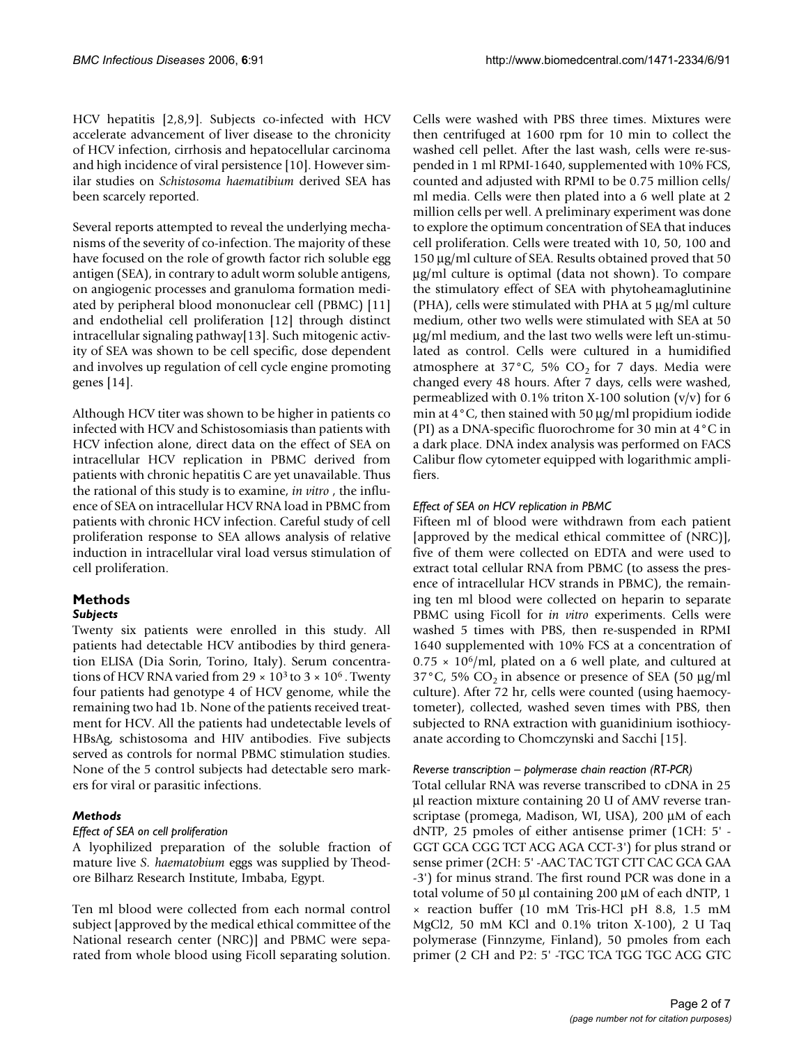HCV hepatitis [2,8,9]. Subjects co-infected with HCV accelerate advancement of liver disease to the chronicity of HCV infection, cirrhosis and hepatocellular carcinoma and high incidence of viral persistence [10]. However similar studies on *Schistosoma haematibium* derived SEA has been scarcely reported.

Several reports attempted to reveal the underlying mechanisms of the severity of co-infection. The majority of these have focused on the role of growth factor rich soluble egg antigen (SEA), in contrary to adult worm soluble antigens, on angiogenic processes and granuloma formation mediated by peripheral blood mononuclear cell (PBMC) [11] and endothelial cell proliferation [12] through distinct intracellular signaling pathway[13]. Such mitogenic activity of SEA was shown to be cell specific, dose dependent and involves up regulation of cell cycle engine promoting genes [14].

Although HCV titer was shown to be higher in patients co infected with HCV and Schistosomiasis than patients with HCV infection alone, direct data on the effect of SEA on intracellular HCV replication in PBMC derived from patients with chronic hepatitis C are yet unavailable. Thus the rational of this study is to examine, *in vitro* , the influence of SEA on intracellular HCV RNA load in PBMC from patients with chronic HCV infection. Careful study of cell proliferation response to SEA allows analysis of relative induction in intracellular viral load versus stimulation of cell proliferation.

## Methods

### Subjects

Twenty six patients were enrolled in this study. All patients had detectable HCV antibodies by third generation ELISA (Dia Sorin, Torino, Italy). Serum concentrations of HCV RNA varied from $29 \times 10^3$ to $3 \times 10^6$ . Twenty four patients had genotype 4 of HCV genome, while the remaining two had 1b. None of the patients received treatment for HCV. All the patients had undetectable levels of HBsAg, schistosoma and HIV antibodies. Five subjects served as controls for normal PBMC stimulation studies. None of the 5 control subjects had detectable sero markers for viral or parasitic infections.

### Methods

#### Effect of SEA on cell proliferation

A lyophilized preparation of the soluble fraction of mature live *S. haematobium* eggs was supplied by Theodore Bilharz Research Institute, Imbaba, Egypt.

Ten ml blood were collected from each normal control subject [approved by the medical ethical committee of the National research center (NRC)] and PBMC were separated from whole blood using Ficoll separating solution. Cells were washed with PBS three times. Mixtures were then centrifuged at 1600 rpm for 10 min to collect the washed cell pellet. After the last wash, cells were re-suspended in 1 ml RPMI-1640, supplemented with 10% FCS, counted and adjusted with RPMI to be 0.75 million cells/ml media. Cells were then plated into a 6 well plate at 2 million cells per well. A preliminary experiment was done to explore the optimum concentration of SEA that induces cell proliferation. Cells were treated with 10, 50, 100 and 150 μg/ml culture of SEA. Results obtained proved that 50 μg/ml culture is optimal (data not shown). To compare the stimulatory effect of SEA with phytoheamaglutinine (PHA), cells were stimulated with PHA at 5 μg/ml culture medium, other two wells were stimulated with SEA at 50 μg/ml medium, and the last two wells were left un-stimulated as control. Cells were cultured in a humidified atmosphere at 37°C, 5% $CO_2$ for 7 days. Media were changed every 48 hours. After 7 days, cells were washed, permeablized with 0.1% triton X-100 solution (v/v) for 6 min at 4°C, then stained with 50 μg/ml propidium iodide (PI) as a DNA-specific fluorochrome for 30 min at 4°C in a dark place. DNA index analysis was performed on FACS Calibur flow cytometer equipped with logarithmic amplifiers.

#### Effect of SEA on HCV replication in PBMC

Fifteen ml of blood were withdrawn from each patient [approved by the medical ethical committee of (NRC)], five of them were collected on EDTA and were used to extract total cellular RNA from PBMC (to assess the presence of intracellular HCV strands in PBMC), the remaining ten ml blood were collected on heparin to separate PBMC using Ficoll for *in vitro* experiments. Cells were washed 5 times with PBS, then re-suspended in RPMI 1640 supplemented with 10% FCS at a concentration of $0.75 \times 10^6$/ml, plated on a 6 well plate, and cultured at 37°C, 5% $CO_2$ in absence or presence of SEA (50 μg/ml culture). After 72 hr, cells were counted (using haemocytometer), collected, washed seven times with PBS, then subjected to RNA extraction with guanidinium isothiocyanate according to Chomczynski and Sacchi [15].

#### Reverse transcription – polymerase chain reaction (RT-PCR)

Total cellular RNA was reverse transcribed to cDNA in 25 μl reaction mixture containing 20 U of AMV reverse transcriptase (promega, Madison, WI, USA), 200 μM of each dNTP, 25 pmoles of either antisense primer (1CH: 5' - GGT GCA CGG TCT ACG AGA CCT-3') for plus strand or sense primer (2CH: 5' -AAC TAC TGT CTT CAC GCA GAA -3') for minus strand. The first round PCR was done in a total volume of 50 μl containing 200 μM of each dNTP, 1 × reaction buffer (10 mM Tris-HCl pH 8.8, 1.5 mM MgCl2, 50 mM KCl and 0.1% triton X-100), 2 U Taq polymerase (Finnzyme, Finland), 50 pmoles from each primer (2 CH and P2: 5' -TGC TCA TGG TGC ACG GTC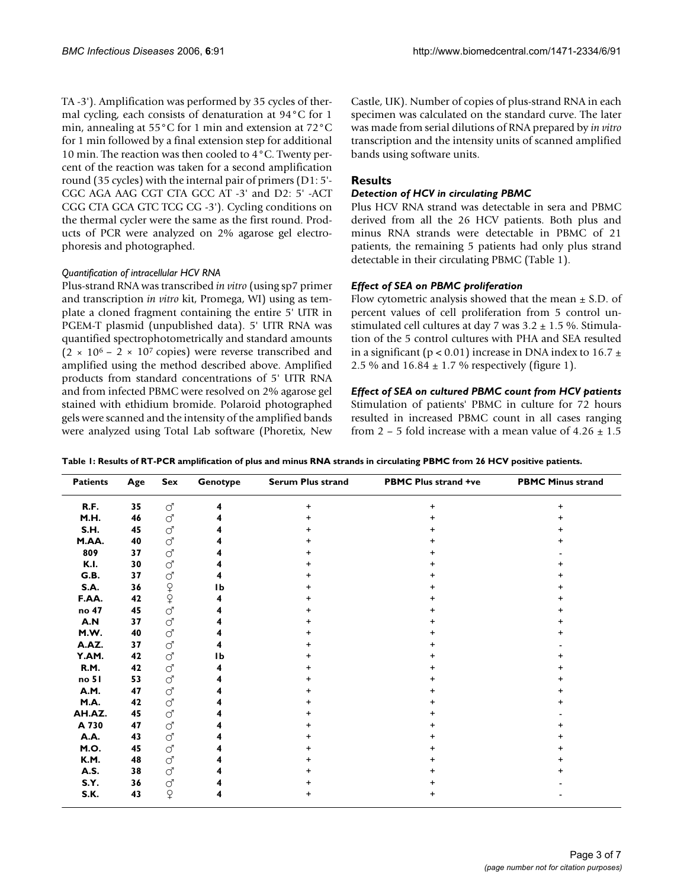TA -3'). Amplification was performed by 35 cycles of thermal cycling, each consists of denaturation at 94°C for 1 min, annealing at 55°C for 1 min and extension at 72°C for 1 min followed by a final extension step for additional 10 min. The reaction was then cooled to 4°C. Twenty percent of the reaction was taken for a second amplification round (35 cycles) with the internal pair of primers (D1: 5'-CGC AGA AAG CGT CTA GCC AT -3' and D2: 5' -ACT CGG CTA GCA GTC TCG CG -3'). Cycling conditions on the thermal cycler were the same as the first round. Products of PCR were analyzed on 2% agarose gel electrophoresis and photographed.

#### *Quantification of intracellular HCV RNA*

Plus-strand RNA was transcribed *in vitro* (using sp7 primer and transcription *in vitro* kit, Promega, WI) using as template a cloned fragment containing the entire 5' UTR in PGEM-T plasmid (unpublished data). 5' UTR RNA was quantified spectrophotometrically and standard amounts ($2 \times 10^6$ – $2 \times 10^7$ copies) were reverse transcribed and amplified using the method described above. Amplified products from standard concentrations of 5' UTR RNA and from infected PBMC were resolved on 2% agarose gel stained with ethidium bromide. Polaroid photographed gels were scanned and the intensity of the amplified bands were analyzed using Total Lab software (Phoretix, New Castle, UK). Number of copies of plus-strand RNA in each specimen was calculated on the standard curve. The later was made from serial dilutions of RNA prepared by *in vitro* transcription and the intensity units of scanned amplified bands using software units.

## Results

### *Detection of HCV in circulating PBMC*

Plus HCV RNA strand was detectable in sera and PBMC derived from all the 26 HCV patients. Both plus and minus RNA strands were detectable in PBMC of 21 patients, the remaining 5 patients had only plus strand detectable in their circulating PBMC (Table 1).

### *Effect of SEA on PBMC proliferation*

Flow cytometric analysis showed that the mean ± S.D. of percent values of cell proliferation from 5 control unstimulated cell cultures at day 7 was 3.2 ± 1.5 %. Stimulation of the 5 control cultures with PHA and SEA resulted in a significant ($p < 0.01$) increase in DNA index to 16.7 ± 2.5 % and 16.84 ± 1.7 % respectively (figure 1).

### *Effect of SEA on cultured PBMC count from HCV patients*

Stimulation of patients' PBMC in culture for 72 hours resulted in increased PBMC count in all cases ranging from 2 – 5 fold increase with a mean value of 4.26 ± 1.5

**Table 1: Results of RT-PCR amplification of plus and minus RNA strands in circulating PBMC from 26 HCV positive patients.**

| Patients | Age | Sex | Genotype | Serum Plus strand | PBMC Plus strand +ve | PBMC Minus strand |
|---|---|---|---|---|---|---|
| R.F. | 35 | ♂ | 4 | + | + | + |
| M.H. | 46 | ♂ | 4 | + | + | + |
| S.H. | 45 | ♂ | 4 | + | + | + |
| M.AA. | 40 | ♂ | 4 | + | + | + |
| 809 | 37 | ♂ | 4 | + | + | - |
| K.I. | 30 | ♂ | 4 | + | + | + |
| G.B. | 37 | ♂ | 4 | + | + | + |
| S.A. | 36 | ♀ | 1b | + | + | + |
| F.AA. | 42 | ♀ | 4 | + | + | + |
| no 47 | 45 | ♂ | 4 | + | + | + |
| A.N | 37 | ♂ | 4 | + | + | + |
| M.W. | 40 | ♂ | 4 | + | + | + |
| A.AZ. | 37 | ♂ | 4 | + | + | - |
| Y.AM. | 42 | ♂ | 1b | + | + | + |
| R.M. | 42 | ♂ | 4 | + | + | + |
| no 51 | 53 | ♂ | 4 | + | + | + |
| A.M. | 47 | ♂ | 4 | + | + | + |
| M.A. | 42 | ♂ | 4 | + | + | + |
| AH.AZ. | 45 | ♂ | 4 | + | + | - |
| A 730 | 47 | ♂ | 4 | + | + | + |
| A.A. | 43 | ♂ | 4 | + | + | + |
| M.O. | 45 | ♂ | 4 | + | + | + |
| K.M. | 48 | ♂ | 4 | + | + | + |
| A.S. | 38 | ♂ | 4 | + | + | + |
| S.Y. | 36 | ♂ | 4 | + | + | - |
| S.K. | 43 | ♀ | 4 | + | + | - |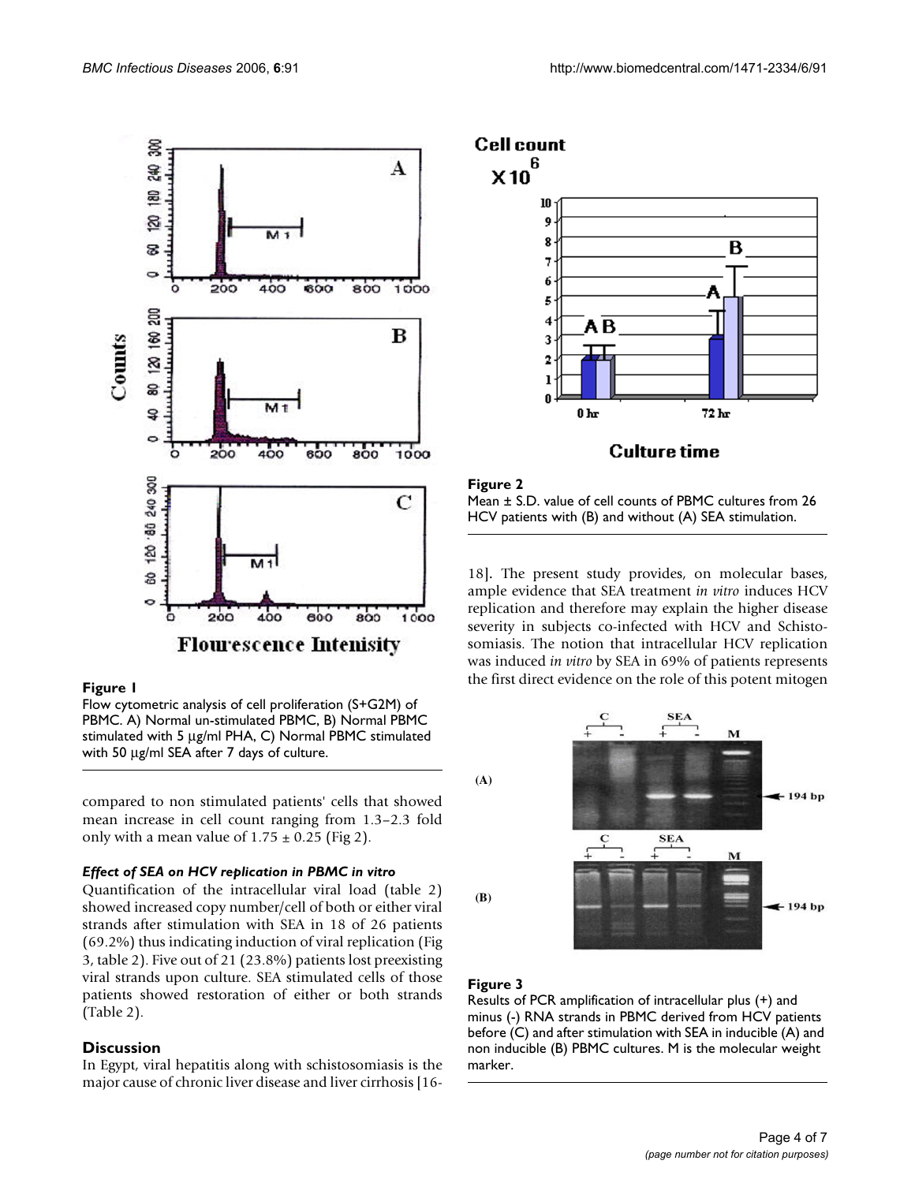Figure 1

Flow cytometric analysis of cell proliferation (S+G2M) of PBMC. A) Normal un-stimulated PBMC, B) Normal PBMC stimulated with 5 μg/ml PHA, C) Normal PBMC stimulated with 50 μg/ml SEA after 7 days of culture.

compared to non stimulated patients' cells that showed mean increase in cell count ranging from 1.3–2.3 fold only with a mean value of 1.75 ± 0.25 (Fig 2).

### *Effect of SEA on HCV replication in PBMC in vitro*

Quantification of the intracellular viral load (table 2) showed increased copy number/cell of both or either viral strands after stimulation with SEA in 18 of 26 patients (69.2%) thus indicating induction of viral replication (Fig 3, table 2). Five out of 21 (23.8%) patients lost preexisting viral strands upon culture. SEA stimulated cells of those patients showed restoration of either or both strands (Table 2).

## Discussion

In Egypt, viral hepatitis along with schistosomiasis is the major cause of chronic liver disease and liver cirrhosis [16-18]. The present study provides, on molecular bases, ample evidence that SEA treatment *in vitro* induces HCV replication and therefore may explain the higher disease severity in subjects co-infected with HCV and Schistosomiasis. The notion that intracellular HCV replication was induced *in vitro* by SEA in 69% of patients represents the first direct evidence on the role of this potent mitogen

Figure 2

Mean ± S.D. value of cell counts of PBMC cultures from 26 HCV patients with (B) and without (A) SEA stimulation.

Figure 3

Results of PCR amplification of intracellular plus (+) and minus (-) RNA strands in PBMC derived from HCV patients before (C) and after stimulation with SEA in inducible (A) and non inducible (B) PBMC cultures. M is the molecular weight marker.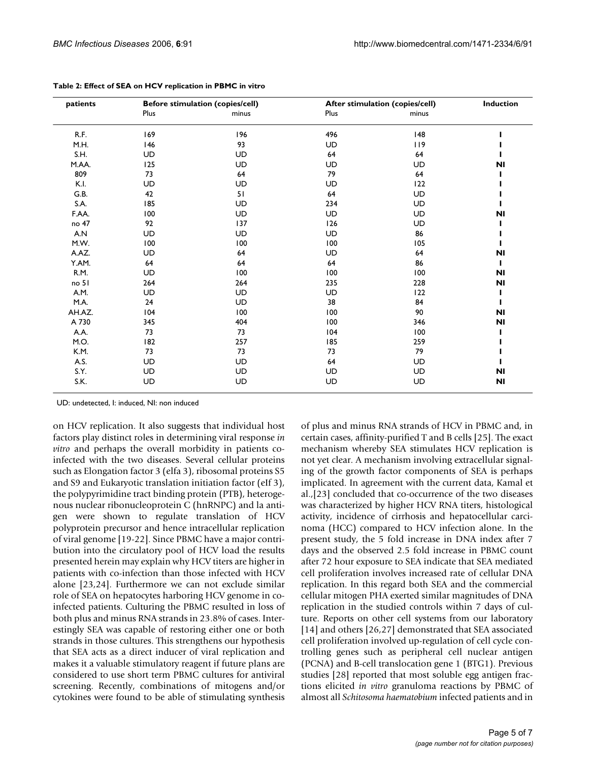**Table 2: Effect of SEA on HCV replication in PBMC in vitro**

| patients | Before stimulation (copies/cell) | | After stimulation (copies/cell) | | Induction |
|---|---|---|---|---|---|
| | Plus | minus | Plus | minus | |
| R.F. | 169 | 196 | 496 | 148 | I |
| M.H. | 146 | 93 | UD | 119 | I |
| S.H. | UD | UD | 64 | 64 | I |
| M.AA. | 125 | UD | UD | UD | NI |
| 809 | 73 | 64 | 79 | 64 | I |
| K.I. | UD | UD | UD | 122 | I |
| G.B. | 42 | 51 | 64 | UD | I |
| S.A. | 185 | UD | 234 | UD | I |
| F.AA. | 100 | UD | UD | UD | NI |
| no 47 | 92 | 137 | 126 | UD | I |
| A.N | UD | UD | UD | 86 | I |
| M.W. | 100 | 100 | 100 | 105 | I |
| A.AZ. | UD | 64 | UD | 64 | NI |
| Y.AM. | 64 | 64 | 64 | 86 | I |
| R.M. | UD | 100 | 100 | 100 | NI |
| no 51 | 264 | 264 | 235 | 228 | NI |
| A.M. | UD | UD | UD | 122 | I |
| M.A. | 24 | UD | 38 | 84 | I |
| AH.AZ. | 104 | 100 | 100 | 90 | NI |
| A 730 | 345 | 404 | 100 | 346 | NI |
| A.A. | 73 | 73 | 104 | 100 | I |
| M.O. | 182 | 257 | 185 | 259 | I |
| K.M. | 73 | 73 | 73 | 79 | I |
| A.S. | UD | UD | 64 | UD | I |
| S.Y. | UD | UD | UD | UD | NI |
| S.K. | UD | UD | UD | UD | NI |

UD: undetected, I: induced, NI: non induced

on HCV replication. It also suggests that individual host factors play distinct roles in determining viral response *in vitro* and perhaps the overall morbidity in patients co-infected with the two diseases. Several cellular proteins such as Elongation factor 3 (elfa 3), ribosomal proteins S5 and S9 and Eukaryotic translation initiation factor (eIf 3), the polypyrimidine tract binding protein (PTB), heterogenous nuclear ribonucleoprotein C (hnRNPC) and la antigen were shown to regulate translation of HCV polyprotein precursor and hence intracellular replication of viral genome [19-22]. Since PBMC have a major contribution into the circulatory pool of HCV load the results presented herein may explain why HCV titers are higher in patients with co-infection than those infected with HCV alone [23,24]. Furthermore we can not exclude similar role of SEA on hepatocytes harboring HCV genome in co-infected patients. Culturing the PBMC resulted in loss of both plus and minus RNA strands in 23.8% of cases. Interestingly SEA was capable of restoring either one or both strands in those cultures. This strengthens our hypothesis that SEA acts as a direct inducer of viral replication and makes it a valuable stimulatory reagent if future plans are considered to use short term PBMC cultures for antiviral screening. Recently, combinations of mitogens and/or cytokines were found to be able of stimulating synthesis of plus and minus RNA strands of HCV in PBMC and, in certain cases, affinity-purified T and B cells [25]. The exact mechanism whereby SEA stimulates HCV replication is not yet clear. A mechanism involving extracellular signaling of the growth factor components of SEA is perhaps implicated. In agreement with the current data, Kamal et al.,[23] concluded that co-occurrence of the two diseases was characterized by higher HCV RNA titers, histological activity, incidence of cirrhosis and hepatocellular carcinoma (HCC) compared to HCV infection alone. In the present study, the 5 fold increase in DNA index after 7 days and the observed 2.5 fold increase in PBMC count after 72 hour exposure to SEA indicate that SEA mediated cell proliferation involves increased rate of cellular DNA replication. In this regard both SEA and the commercial cellular mitogen PHA exerted similar magnitudes of DNA replication in the studied controls within 7 days of culture. Reports on other cell systems from our laboratory [14] and others [26,27] demonstrated that SEA associated cell proliferation involved up-regulation of cell cycle controlling genes such as peripheral cell nuclear antigen (PCNA) and B-cell translocation gene 1 (BTG1). Previous studies [28] reported that most soluble egg antigen fractions elicited *in vitro* granuloma reactions by PBMC of almost all *Schitosoma haematobium* infected patients and in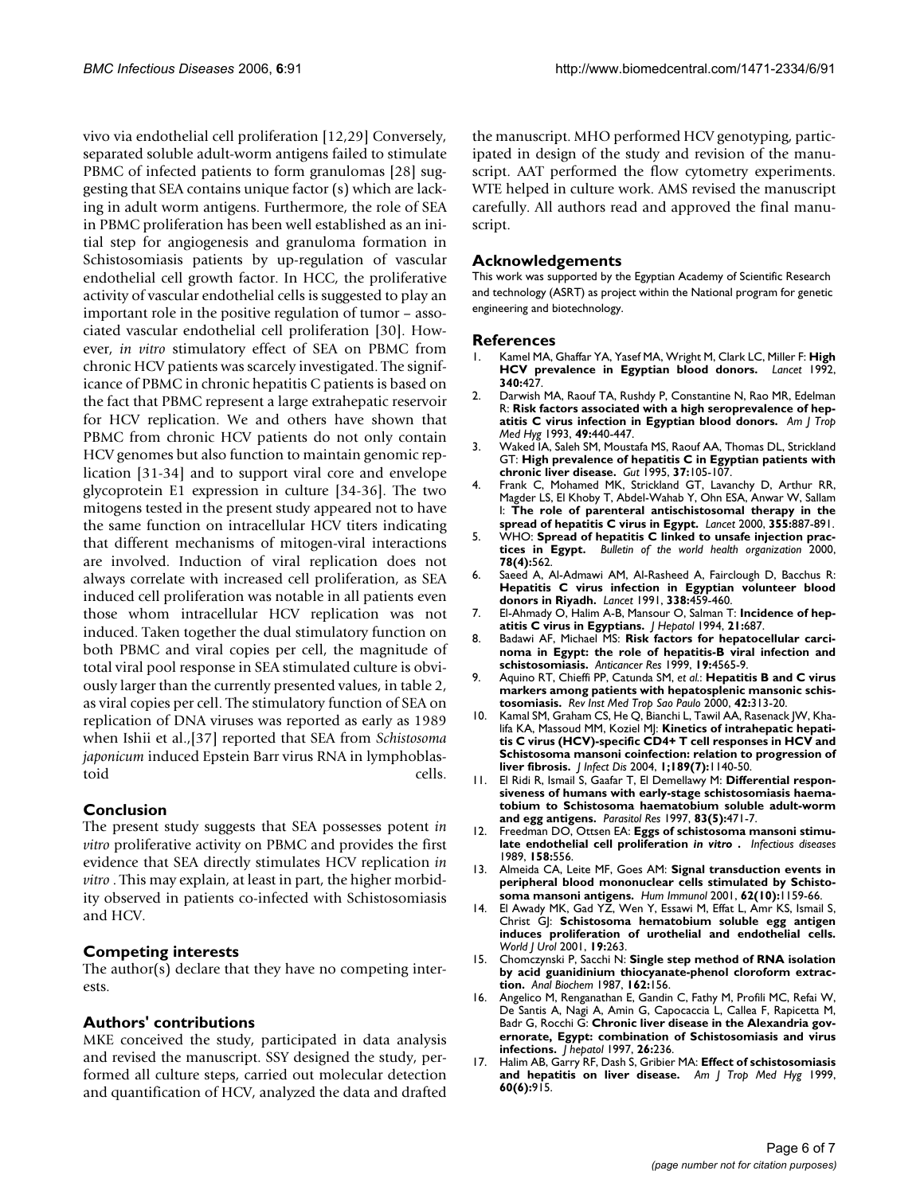vivo via endothelial cell proliferation [12,29] Conversely, separated soluble adult-worm antigens failed to stimulate PBMC of infected patients to form granulomas [28] suggesting that SEA contains unique factor (s) which are lacking in adult worm antigens. Furthermore, the role of SEA in PBMC proliferation has been well established as an initial step for angiogenesis and granuloma formation in Schistosomiasis patients by up-regulation of vascular endothelial cell growth factor. In HCC, the proliferative activity of vascular endothelial cells is suggested to play an important role in the positive regulation of tumor – associated vascular endothelial cell proliferation [30]. However, *in vitro* stimulatory effect of SEA on PBMC from chronic HCV patients was scarcely investigated. The significance of PBMC in chronic hepatitis C patients is based on the fact that PBMC represent a large extrahepatic reservoir for HCV replication. We and others have shown that PBMC from chronic HCV patients do not only contain HCV genomes but also function to maintain genomic replication [31-34] and to support viral core and envelope glycoprotein E1 expression in culture [34-36]. The two mitogens tested in the present study appeared not to have the same function on intracellular HCV titers indicating that different mechanisms of mitogen-viral interactions are involved. Induction of viral replication does not always correlate with increased cell proliferation, as SEA induced cell proliferation was notable in all patients even those whom intracellular HCV replication was not induced. Taken together the dual stimulatory function on both PBMC and viral copies per cell, the magnitude of total viral pool response in SEA stimulated culture is obviously larger than the currently presented values, in table 2, as viral copies per cell. The stimulatory function of SEA on replication of DNA viruses was reported as early as 1989 when Ishii et al.,[37] reported that SEA from *Schistosoma japonicum* induced Epstein Barr virus RNA in lymphoblastoid cells.

## Conclusion

The present study suggests that SEA possesses potent *in vitro* proliferative activity on PBMC and provides the first evidence that SEA directly stimulates HCV replication *in vitro* . This may explain, at least in part, the higher morbidity observed in patients co-infected with Schistosomiasis and HCV.

## Competing interests

The author(s) declare that they have no competing interests.

## Authors' contributions

MKE conceived the study, participated in data analysis and revised the manuscript. SSY designed the study, performed all culture steps, carried out molecular detection and quantification of HCV, analyzed the data and drafted the manuscript. MHO performed HCV genotyping, participated in design of the study and revision of the manuscript. AAT performed the flow cytometry experiments. WTE helped in culture work. AMS revised the manuscript carefully. All authors read and approved the final manuscript.

## Acknowledgements

This work was supported by the Egyptian Academy of Scientific Research and technology (ASRT) as project within the National program for genetic engineering and biotechnology.

## References

1. Kamel MA, Ghaffar YA, Yasef MA, Wright M, Clark LC, Miller F: **High HCV prevalence in Egyptian blood donors.** *Lancet* 1992, **340:**427.
2. Darwish MA, Raouf TA, Rushdy P, Constantine N, Rao MR, Edelman R: **Risk factors associated with a high seroprevalence of hepatitis C virus infection in Egyptian blood donors.** *Am J Trop Med Hyg* 1993, **49:**440-447.
3. Waked IA, Saleh SM, Moustafa MS, Raouf AA, Thomas DL, Strickland GT: **High prevalence of hepatitis C in Egyptian patients with chronic liver disease.** *Gut* 1995, **37:**105-107.
4. Frank C, Mohamed MK, Strickland GT, Lavanchy D, Arthur RR, Magder LS, El Khoby T, Abdel-Wahab Y, Ohn ESA, Anwar W, Sallam I: **The role of parenteral antischistosomal therapy in the spread of hepatitis C virus in Egypt.** *Lancet* 2000, **355:**887-891.
5. WHO: **Spread of hepatitis C linked to unsafe injection practices in Egypt.** *Bulletin of the world health organization* 2000, **78(4):**562.
6. Saeed A, Al-Admawi AM, Al-Rasheed A, Fairclough D, Bacchus R: **Hepatitis C virus infection in Egyptian volunteer blood donors in Riyadh.** *Lancet* 1991, **338:**459-460.
7. El-Ahmady O, Halim A-B, Mansour O, Salman T: **Incidence of hepatitis C virus in Egyptians.** *J Hepatol* 1994, **21:**687.
8. Badawi AF, Michael MS: **Risk factors for hepatocellular carcinoma in Egypt: the role of hepatitis-B viral infection and schistosomiasis.** *Anticancer Res* 1999, **19:**4565-9.
9. Aquino RT, Chieffi PP, Catunda SM, *et al.*: **Hepatitis B and C virus markers among patients with hepatosplenic mansonic schistosomiasis.** *Rev Inst Med Trop Sao Paulo* 2000, **42:**313-20.
10. Kamal SM, Graham CS, He Q, Bianchi L, Tawil AA, Rasenack JW, Khalifa KA, Massoud MM, Koziel MJ: **Kinetics of intrahepatic hepatitis C virus (HCV)-specific CD4+ T cell responses in HCV and Schistosoma mansoni coinfection: relation to progression of liver fibrosis.** *J Infect Dis* 2004, **1;189(7):**1140-50.
11. El Ridi R, Ismail S, Gaafar T, El Demellawy M: **Differential responsiveness of humans with early-stage schistosomiasis haematobium to Schistosoma haematobium soluble adult-worm and egg antigens.** *Parasitol Res* 1997, **83(5):**471-7.
12. Freedman DO, Ottsen EA: **Eggs of schistosoma mansoni stimulate endothelial cell proliferation *in vitro* .** *Infectious diseases* 1989, **158:**556.
13. Almeida CA, Leite MF, Goes AM: **Signal transduction events in peripheral blood mononuclear cells stimulated by Schistosoma mansoni antigens.** *Hum Immunol* 2001, **62(10):**1159-66.
14. El Awady MK, Gad YZ, Wen Y, Essawi M, Effat L, Amr KS, Ismail S, Christ GJ: **Schistosoma hematobium soluble egg antigen induces proliferation of urothelial and endothelial cells.** *World J Urol* 2001, **19:**263.
15. Chomczynski P, Sacchi N: **Single step method of RNA isolation by acid guanidinium thiocyanate-phenol cloroform extraction.** *Anal Biochem* 1987, **162:**156.
16. Angelico M, Renganathan E, Gandin C, Fathy M, Profili MC, Refai W, De Santis A, Nagi A, Amin G, Capocaccia L, Callea F, Rapicetta M, Badr G, Rocchi G: **Chronic liver disease in the Alexandria governorate, Egypt: combination of Schistosomiasis and virus infections.** *J hepatol* 1997, **26:**236.
17. Halim AB, Garry RF, Dash S, Gribier MA: **Effect of schistosomiasis and hepatitis on liver disease.** *Am J Trop Med Hyg* 1999, **60(6):**915.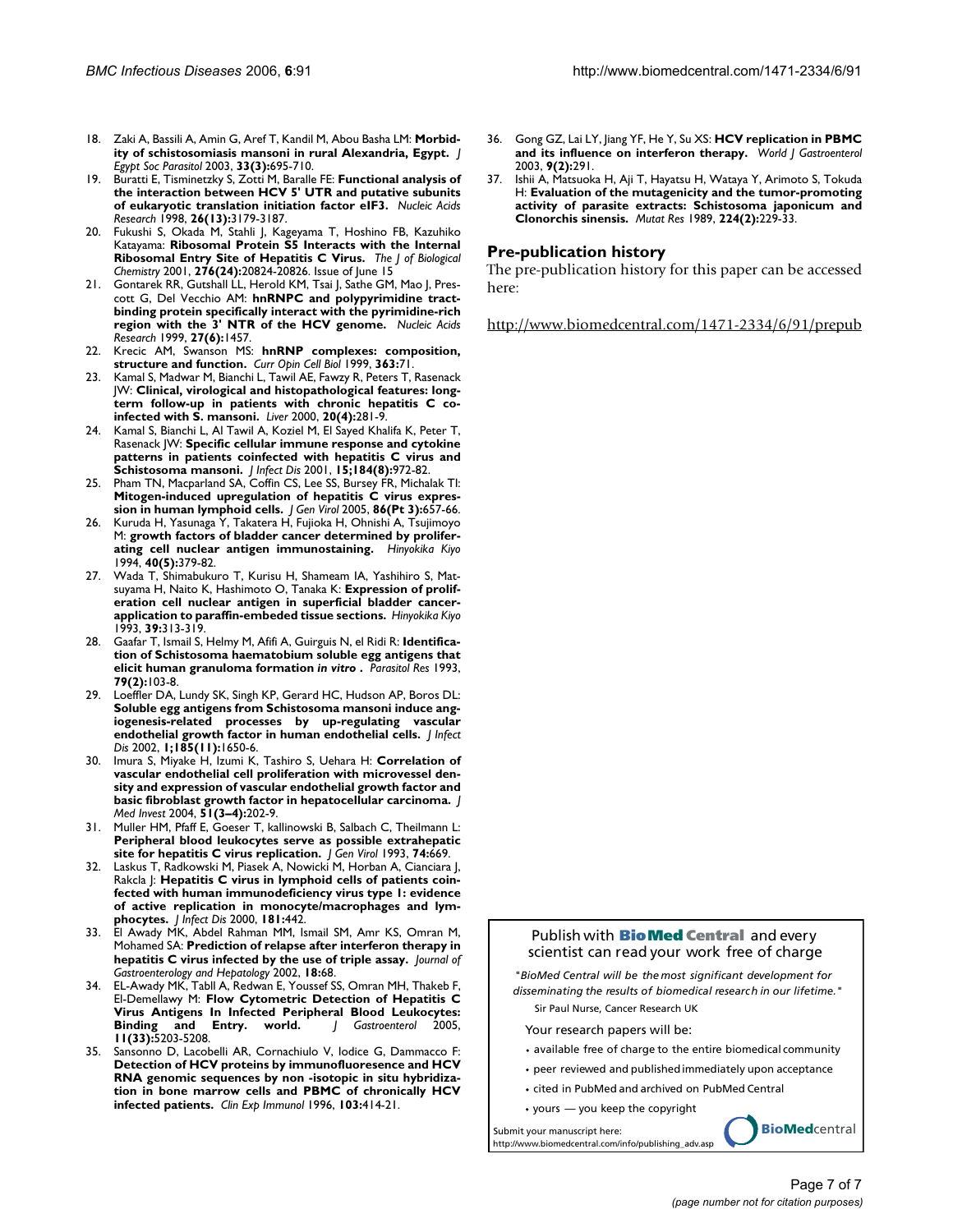18. Zaki A, Bassili A, Amin G, Aref T, Kandil M, Abou Basha LM: **Morbidity of schistosomiasis mansoni in rural Alexandria, Egypt.** *J Egypt Soc Parasitol* 2003, **33(3):**695-710.
19. Buratti E, Tisminetzky S, Zotti M, Baralle FE: **Functional analysis of the interaction between HCV 5' UTR and putative subunits of eukaryotic translation initiation factor eIF3.** *Nucleic Acids Research* 1998, **26(13):**3179-3187.
20. Fukushi S, Okada M, Stahli J, Kageyama T, Hoshino FB, Kazuhiko Katayama: **Ribosomal Protein S5 Interacts with the Internal Ribosomal Entry Site of Hepatitis C Virus.** *The J of Biological Chemistry* 2001, **276(24):**20824-20826. Issue of June 15
21. Gontarek RR, Gutshall LL, Herold KM, Tsai J, Sathe GM, Mao J, Prescott G, Del Vecchio AM: **hnRNPC and polypyrimidine tract-binding protein specifically interact with the pyrimidine-rich region with the 3' NTR of the HCV genome.** *Nucleic Acids Research* 1999, **27(6):**1457.
22. Krecic AM, Swanson MS: **hnRNP complexes: composition, structure and function.** *Curr Opin Cell Biol* 1999, **363:**71.
23. Kamal S, Madwar M, Bianchi L, Tawil AE, Fawzy R, Peters T, Rasenack JW: **Clinical, virological and histopathological features: long-term follow-up in patients with chronic hepatitis C co-infected with S. mansoni.** *Liver* 2000, **20(4):**281-9.
24. Kamal S, Bianchi L, Al Tawil A, Koziel M, El Sayed Khalifa K, Peter T, Rasenack JW: **Specific cellular immune response and cytokine patterns in patients coinfected with hepatitis C virus and Schistosoma mansoni.** *J Infect Dis* 2001, **15;184(8):**972-82.
25. Pham TN, Macparland SA, Coffin CS, Lee SS, Bursey FR, Michalak TI: **Mitogen-induced upregulation of hepatitis C virus expression in human lymphoid cells.** *J Gen Virol* 2005, **86(Pt 3):**657-66.
26. Kuruda H, Yasunaga Y, Takatera H, Fujioka H, Ohnishi A, Tsujimoyo M: **growth factors of bladder cancer determined by proliferating cell nuclear antigen immunostaining.** *Hinyokika Kiyo* 1994, **40(5):**379-82.
27. Wada T, Shimabukuro T, Kurisu H, Shameam IA, Yashihiro S, Matsuyama H, Naito K, Hashimoto O, Tanaka K: **Expression of proliferation cell nuclear antigen in superficial bladder cancer-application to paraffin-embeded tissue sections.** *Hinyokika Kiyo* 1993, **39:**313-319.
28. Gaafar T, Ismail S, Helmy M, Afifi A, Guirguis N, el Ridi R: **Identification of Schistosoma haematobium soluble egg antigens that elicit human granuloma formation *in vitro* .** *Parasitol Res* 1993, **79(2):**103-8.
29. Loeffler DA, Lundy SK, Singh KP, Gerard HC, Hudson AP, Boros DL: **Soluble egg antigens from Schistosoma mansoni induce angiogenesis-related processes by up-regulating vascular endothelial growth factor in human endothelial cells.** *J Infect Dis* 2002, **1;185(11):**1650-6.
30. Imura S, Miyake H, Izumi K, Tashiro S, Uehara H: **Correlation of vascular endothelial cell proliferation with microvessel density and expression of vascular endothelial growth factor and basic fibroblast growth factor in hepatocellular carcinoma.** *J Med Invest* 2004, **51(3–4):**202-9.
31. Muller HM, Pfaff E, Goeser T, kallinowski B, Salbach C, Theilmann L: **Peripheral blood leukocytes serve as possible extrahepatic site for hepatitis C virus replication.** *J Gen Virol* 1993, **74:**669.
32. Laskus T, Radkowski M, Piasek A, Nowicki M, Horban A, Cianciara J, Rakcla J: **Hepatitis C virus in lymphoid cells of patients coinfected with human immunodeficiency virus type 1: evidence of active replication in monocyte/macrophages and lymphocytes.** *J Infect Dis* 2000, **181:**442.
33. El Awady MK, Abdel Rahman MM, Ismail SM, Amr KS, Omran M, Mohamed SA: **Prediction of relapse after interferon therapy in hepatitis C virus infected by the use of triple assay.** *Journal of Gastroenterology and Hepatology* 2002, **18:**68.
34. EL-Awady MK, Tabll A, Redwan E, Youssef SS, Omran MH, Thakeb F, El-Demellawy M: **Flow Cytometric Detection of Hepatitis C Virus Antigens In Infected Peripheral Blood Leukocytes: Binding and Entry. world.** *J Gastroenterol* 2005, **11(33):**5203-5208.
35. Sansonno D, Lacobelli AR, Cornachiulo V, Iodice G, Dammacco F: **Detection of HCV proteins by immunofluoresence and HCV RNA genomic sequences by non -isotopic in situ hybridization in bone marrow cells and PBMC of chronically HCV infected patients.** *Clin Exp Immunol* 1996, **103:**414-21.
36. Gong GZ, Lai LY, Jiang YF, He Y, Su XS: **HCV replication in PBMC and its influence on interferon therapy.** *World J Gastroenterol* 2003, **9(2):**291.
37. Ishii A, Matsuoka H, Aji T, Hayatsu H, Wataya Y, Arimoto S, Tokuda H: **Evaluation of the mutagenicity and the tumor-promoting activity of parasite extracts: Schistosoma japonicum and Clonorchis sinensis.** *Mutat Res* 1989, **224(2):**229-33.

## Pre-publication history

The pre-publication history for this paper can be accessed here:

http://www.biomedcentral.com/1471-2334/6/91/prepub

Publish with **BioMed Central** and every scientist can read your work free of charge

*"BioMed Central will be the most significant development for disseminating the results of biomedical research in our lifetime."*
Sir Paul Nurse, Cancer Research UK

Your research papers will be:

- available free of charge to the entire biomedical community
- peer reviewed and published immediately upon acceptance
- cited in PubMed and archived on PubMed Central
- yours — you keep the copyright

Submit your manuscript here:
http://www.biomedcentral.com/info/publishing_adv.asp

BioMedcentral